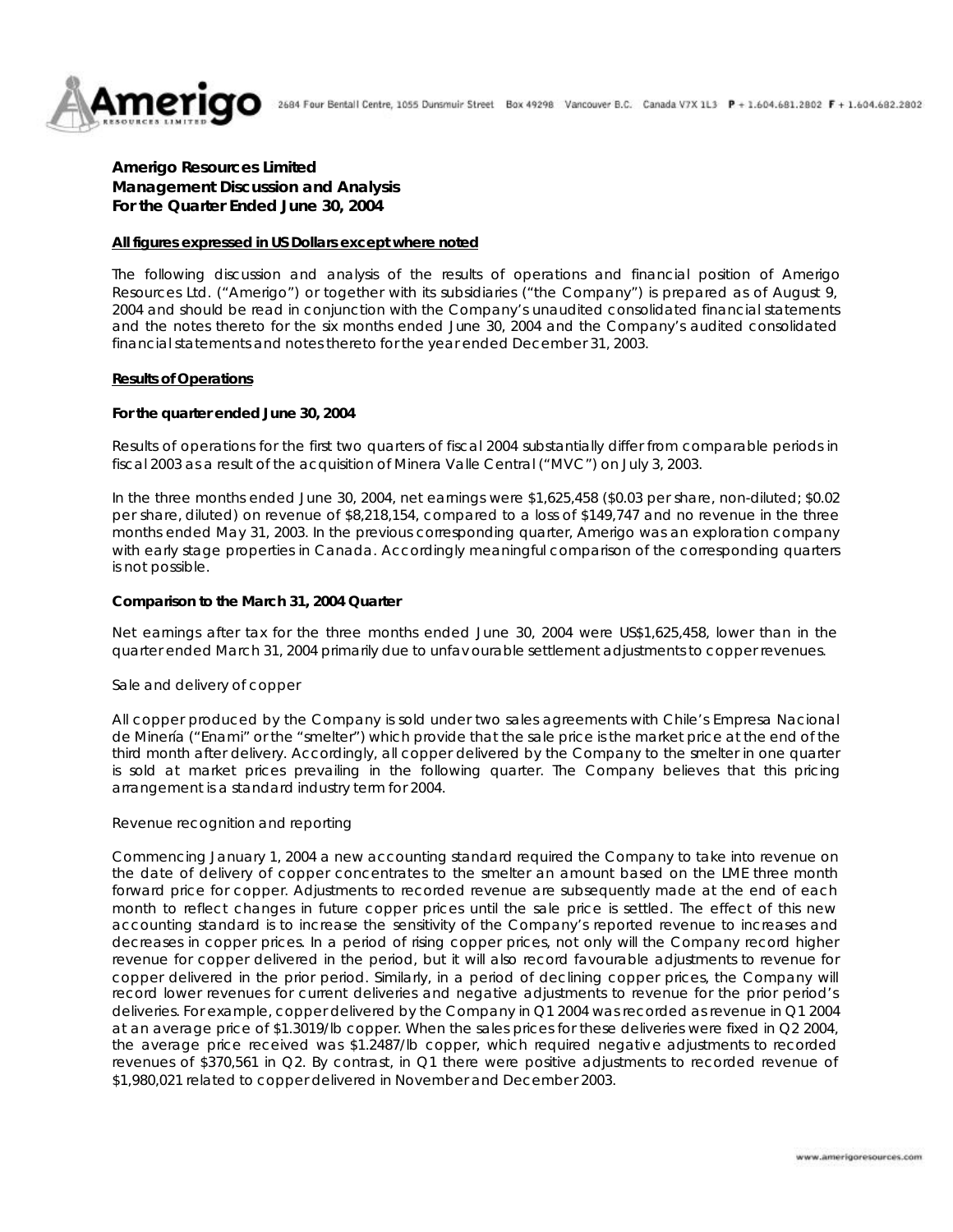**Amerigo Resources Limited**
**Management Discussion and Analysis**
**For the Quarter Ended June 30, 2004**

**All figures expressed in US Dollars except where noted**

The following discussion and analysis of the results of operations and financial position of Amerigo Resources Ltd. ("Amerigo") or together with its subsidiaries ("the Company") is prepared as of August 9, 2004 and should be read in conjunction with the Company's unaudited consolidated financial statements and the notes thereto for the six months ended June 30, 2004 and the Company's audited consolidated financial statements and notes thereto for the year ended December 31, 2003.

## Results of Operations

### For the quarter ended June 30, 2004

Results of operations for the first two quarters of fiscal 2004 substantially differ from comparable periods in fiscal 2003 as a result of the acquisition of Minera Valle Central ("MVC") on July 3, 2003.

In the three months ended June 30, 2004, net earnings were $1,625,458 ($0.03 per share, non-diluted; $0.02 per share, diluted) on revenue of $8,218,154, compared to a loss of $149,747 and no revenue in the three months ended May 31, 2003. In the previous corresponding quarter, Amerigo was an exploration company with early stage properties in Canada. Accordingly meaningful comparison of the corresponding quarters is not possible.

### Comparison to the March 31, 2004 Quarter

Net earnings after tax for the three months ended June 30, 2004 were US$1,625,458, lower than in the quarter ended March 31, 2004 primarily due to unfavourable settlement adjustments to copper revenues.

Sale and delivery of copper

All copper produced by the Company is sold under two sales agreements with Chile's Empresa Nacional de Minería ("Enami" or the "smelter") which provide that the sale price is the market price at the end of the third month after delivery. Accordingly, all copper delivered by the Company to the smelter in one quarter is sold at market prices prevailing in the following quarter. The Company believes that this pricing arrangement is a standard industry term for 2004.

Revenue recognition and reporting

Commencing January 1, 2004 a new accounting standard required the Company to take into revenue on the date of delivery of copper concentrates to the smelter an amount based on the LME three month forward price for copper. Adjustments to recorded revenue are subsequently made at the end of each month to reflect changes in future copper prices until the sale price is settled. The effect of this new accounting standard is to increase the sensitivity of the Company's reported revenue to increases and decreases in copper prices. In a period of rising copper prices, not only will the Company record higher revenue for copper delivered in the period, but it will also record favourable adjustments to revenue for copper delivered in the prior period. Similarly, in a period of declining copper prices, the Company will record lower revenues for current deliveries and negative adjustments to revenue for the prior period's deliveries. For example, copper delivered by the Company in Q1 2004 was recorded as revenue in Q1 2004 at an average price of $1.3019/lb copper. When the sales prices for these deliveries were fixed in Q2 2004, the average price received was $1.2487/lb copper, which required negative adjustments to recorded revenues of $370,561 in Q2. By contrast, in Q1 there were positive adjustments to recorded revenue of $1,980,021 related to copper delivered in November and December 2003.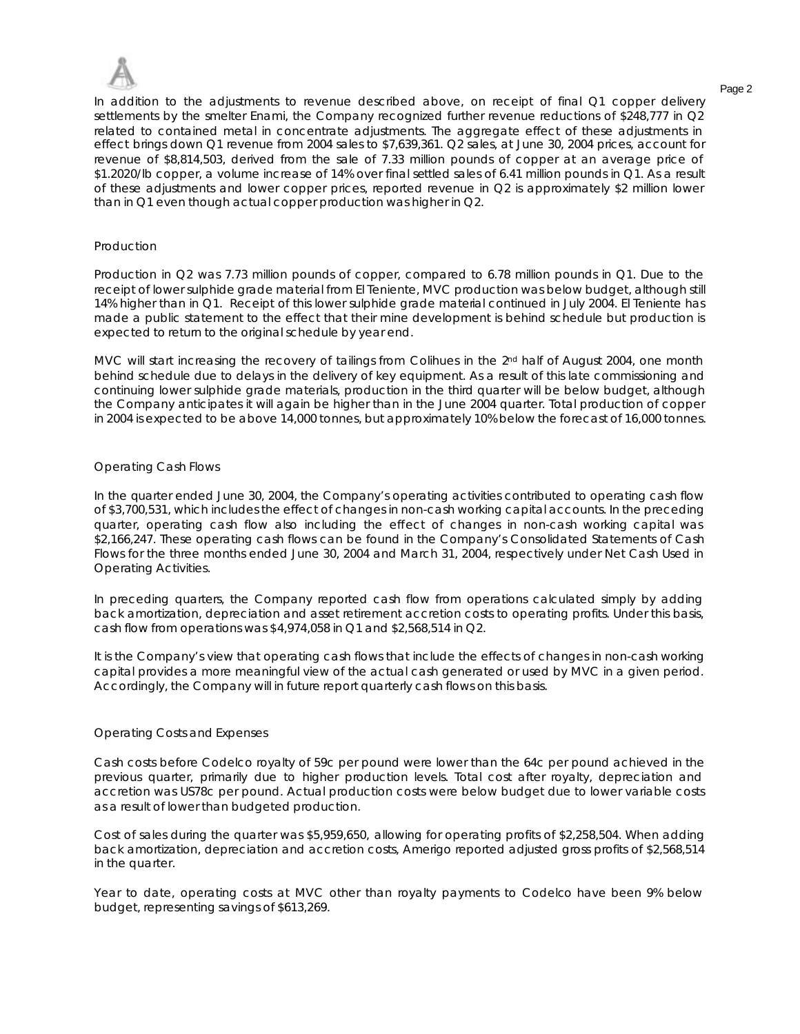In addition to the adjustments to revenue described above, on receipt of final Q1 copper delivery settlements by the smelter Enami, the Company recognized further revenue reductions of $248,777 in Q2 related to contained metal in concentrate adjustments. The aggregate effect of these adjustments in effect brings down Q1 revenue from 2004 sales to $7,639,361. Q2 sales, at June 30, 2004 prices, account for revenue of $8,814,503, derived from the sale of 7.33 million pounds of copper at an average price of $1.2020/lb copper, a volume increase of 14% over final settled sales of 6.41 million pounds in Q1. As a result of these adjustments and lower copper prices, reported revenue in Q2 is approximately $2 million lower than in Q1 even though actual copper production was higher in Q2.

## Production

Production in Q2 was 7.73 million pounds of copper, compared to 6.78 million pounds in Q1. Due to the receipt of lower sulphide grade material from El Teniente, MVC production was below budget, although still 14% higher than in Q1. Receipt of this lower sulphide grade material continued in July 2004. El Teniente has made a public statement to the effect that their mine development is behind schedule but production is expected to return to the original schedule by year end.

MVC will start increasing the recovery of tailings from Colihues in the 2nd half of August 2004, one month behind schedule due to delays in the delivery of key equipment. As a result of this late commissioning and continuing lower sulphide grade materials, production in the third quarter will be below budget, although the Company anticipates it will again be higher than in the June 2004 quarter. Total production of copper in 2004 is expected to be above 14,000 tonnes, but approximately 10% below the forecast of 16,000 tonnes.

## Operating Cash Flows

In the quarter ended June 30, 2004, the Company's operating activities contributed to operating cash flow of $3,700,531, which includes the effect of changes in non-cash working capital accounts. In the preceding quarter, operating cash flow also including the effect of changes in non-cash working capital was $2,166,247. These operating cash flows can be found in the Company's Consolidated Statements of Cash Flows for the three months ended June 30, 2004 and March 31, 2004, respectively under Net Cash Used in Operating Activities.

In preceding quarters, the Company reported cash flow from operations calculated simply by adding back amortization, depreciation and asset retirement accretion costs to operating profits. Under this basis, cash flow from operations was $4,974,058 in Q1 and $2,568,514 in Q2.

It is the Company's view that operating cash flows that include the effects of changes in non-cash working capital provides a more meaningful view of the actual cash generated or used by MVC in a given period. Accordingly, the Company will in future report quarterly cash flows on this basis.

## Operating Costs and Expenses

Cash costs before Codelco royalty of 59c per pound were lower than the 64c per pound achieved in the previous quarter, primarily due to higher production levels. Total cost after royalty, depreciation and accretion was US78c per pound. Actual production costs were below budget due to lower variable costs as a result of lower than budgeted production.

Cost of sales during the quarter was $5,959,650, allowing for operating profits of $2,258,504. When adding back amortization, depreciation and accretion costs, Amerigo reported adjusted gross profits of $2,568,514 in the quarter.

Year to date, operating costs at MVC other than royalty payments to Codelco have been 9% below budget, representing savings of $613,269.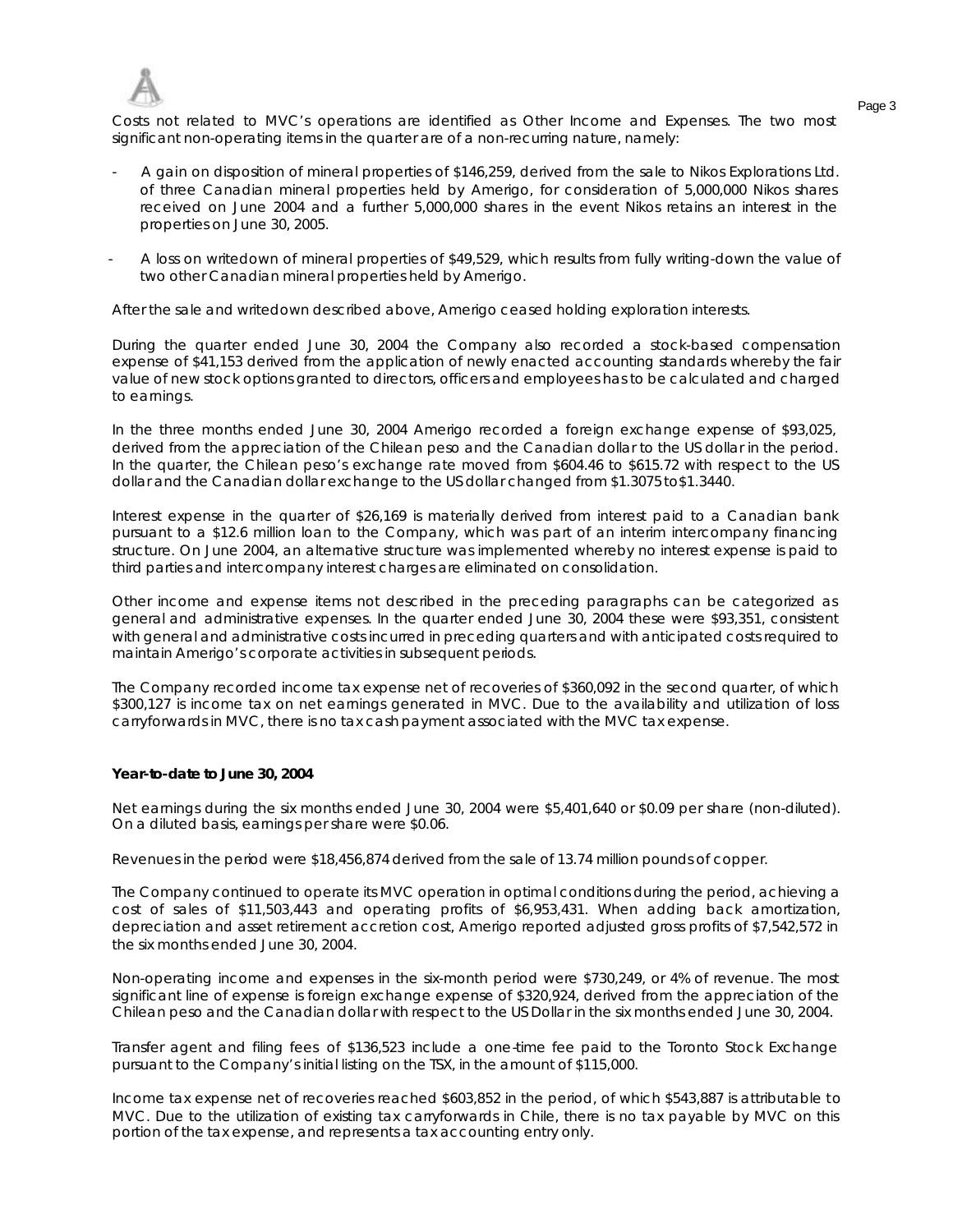Costs not related to MVC's operations are identified as Other Income and Expenses. The two most significant non-operating items in the quarter are of a non-recurring nature, namely:

- A gain on disposition of mineral properties of $146,259, derived from the sale to Nikos Explorations Ltd. of three Canadian mineral properties held by Amerigo, for consideration of 5,000,000 Nikos shares received on June 2004 and a further 5,000,000 shares in the event Nikos retains an interest in the properties on June 30, 2005.

- A loss on writedown of mineral properties of $49,529, which results from fully writing-down the value of two other Canadian mineral properties held by Amerigo.

After the sale and writedown described above, Amerigo ceased holding exploration interests.

During the quarter ended June 30, 2004 the Company also recorded a stock-based compensation expense of $41,153 derived from the application of newly enacted accounting standards whereby the fair value of new stock options granted to directors, officers and employees has to be calculated and charged to earnings.

In the three months ended June 30, 2004 Amerigo recorded a foreign exchange expense of $93,025, derived from the appreciation of the Chilean peso and the Canadian dollar to the US dollar in the period. In the quarter, the Chilean peso's exchange rate moved from $604.46 to $615.72 with respect to the US dollar and the Canadian dollar exchange to the US dollar changed from $1.3075 to $1.3440.

Interest expense in the quarter of $26,169 is materially derived from interest paid to a Canadian bank pursuant to a $12.6 million loan to the Company, which was part of an interim intercompany financing structure. On June 2004, an alternative structure was implemented whereby no interest expense is paid to third parties and intercompany interest charges are eliminated on consolidation.

Other income and expense items not described in the preceding paragraphs can be categorized as general and administrative expenses. In the quarter ended June 30, 2004 these were $93,351, consistent with general and administrative costs incurred in preceding quarters and with anticipated costs required to maintain Amerigo's corporate activities in subsequent periods.

The Company recorded income tax expense net of recoveries of $360,092 in the second quarter, of which $300,127 is income tax on net earnings generated in MVC. Due to the availability and utilization of loss carryforwards in MVC, there is no tax cash payment associated with the MVC tax expense.

**Year-to-date to June 30, 2004**

Net earnings during the six months ended June 30, 2004 were $5,401,640 or $0.09 per share (non-diluted). On a diluted basis, earnings per share were $0.06.

Revenues in the period were $18,456,874 derived from the sale of 13.74 million pounds of copper.

The Company continued to operate its MVC operation in optimal conditions during the period, achieving a cost of sales of $11,503,443 and operating profits of $6,953,431. When adding back amortization, depreciation and asset retirement accretion cost, Amerigo reported adjusted gross profits of $7,542,572 in the six months ended June 30, 2004.

Non-operating income and expenses in the six-month period were $730,249, or 4% of revenue. The most significant line of expense is foreign exchange expense of $320,924, derived from the appreciation of the Chilean peso and the Canadian dollar with respect to the US Dollar in the six months ended June 30, 2004.

Transfer agent and filing fees of $136,523 include a one-time fee paid to the Toronto Stock Exchange pursuant to the Company's initial listing on the TSX, in the amount of $115,000.

Income tax expense net of recoveries reached $603,852 in the period, of which $543,887 is attributable to MVC. Due to the utilization of existing tax carryforwards in Chile, there is no tax payable by MVC on this portion of the tax expense, and represents a tax accounting entry only.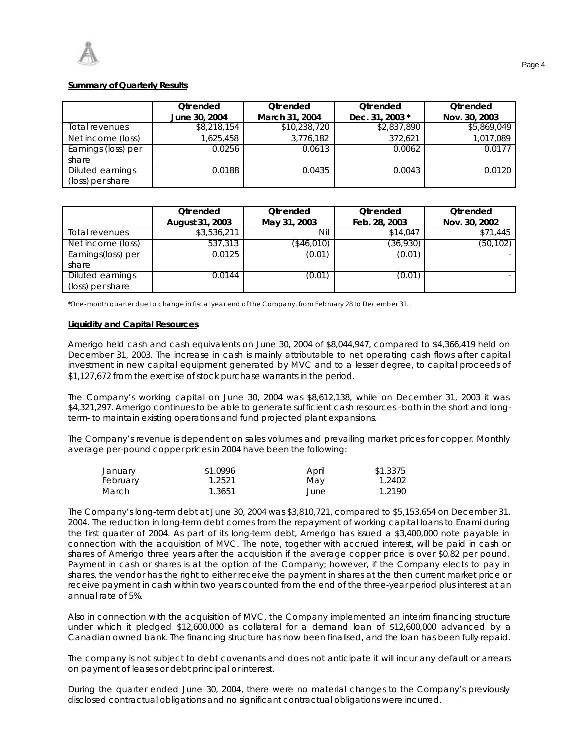**Summary of Quarterly Results**

| | Qtr ended June 30, 2004 | Qtr ended March 31, 2004 | Qtr ended Dec. 31, 2003 * | Qtr ended Nov. 30, 2003 |
|---|---|---|---|---|
| Total revenues | $8,218,154 | $10,238,720 | $2,837,890 | $5,869,049 |
| Net income (loss) | 1,625,458 | 3,776,182 | 372,621 | 1,017,089 |
| Earnings (loss) per share | 0.0256 | 0.0613 | 0.0062 | 0.0177 |
| Diluted earnings (loss) per share | 0.0188 | 0.0435 | 0.0043 | 0.0120 |

| | Qtr ended August 31, 2003 | Qtr ended May 31, 2003 | Qtr ended Feb. 28, 2003 | Qtr ended Nov. 30, 2002 |
|---|---|---|---|---|
| Total revenues | $3,536,211 | Nil | $14,047 | $71,445 |
| Net income (loss) | 537,313 | ($46,010) | (36,930) | (50,102) |
| Earnings(loss) per share | 0.0125 | (0.01) | (0.01) | - |
| Diluted earnings (loss) per share | 0.0144 | (0.01) | (0.01) | - |

*One-month quarter due to change in fiscal year end of the Company, from February 28 to December 31.

**Liquidity and Capital Resources**

Amerigo held cash and cash equivalents on June 30, 2004 of $8,044,947, compared to $4,366,419 held on December 31, 2003. The increase in cash is mainly attributable to net operating cash flows after capital investment in new capital equipment generated by MVC and to a lesser degree, to capital proceeds of $1,127,672 from the exercise of stock purchase warrants in the period.

The Company's working capital on June 30, 2004 was $8,612,138, while on December 31, 2003 it was $4,321,297. Amerigo continues to be able to generate sufficient cash resources –both in the short and long-term- to maintain existing operations and fund projected plant expansions.

The Company's revenue is dependent on sales volumes and prevailing market prices for copper. Monthly average per-pound copper prices in 2004 have been the following:

| | | | |
|---|---|---|---|
| January | $1.0996 | April | $1.3375 |
| February | 1.2521 | May | 1.2402 |
| March | 1.3651 | June | 1.2190 |

The Company's long-term debt at June 30, 2004 was $3,810,721, compared to $5,153,654 on December 31, 2004. The reduction in long-term debt comes from the repayment of working capital loans to Enami during the first quarter of 2004. As part of its long-term debt, Amerigo has issued a $3,400,000 note payable in connection with the acquisition of MVC. The note, together with accrued interest, will be paid in cash or shares of Amerigo three years after the acquisition if the average copper price is over $0.82 per pound. Payment in cash or shares is at the option of the Company; however, if the Company elects to pay in shares, the vendor has the right to either receive the payment in shares at the then current market price or receive payment in cash within two years counted from the end of the three-year period plus interest at an annual rate of 5%.

Also in connection with the acquisition of MVC, the Company implemented an interim financing structure under which it pledged $12,600,000 as collateral for a demand loan of $12,600,000 advanced by a Canadian owned bank. The financing structure has now been finalised, and the loan has been fully repaid.

The company is not subject to debt covenants and does not anticipate it will incur any default or arrears on payment of leases or debt principal or interest.

During the quarter ended June 30, 2004, there were no material changes to the Company's previously disclosed contractual obligations and no significant contractual obligations were incurred.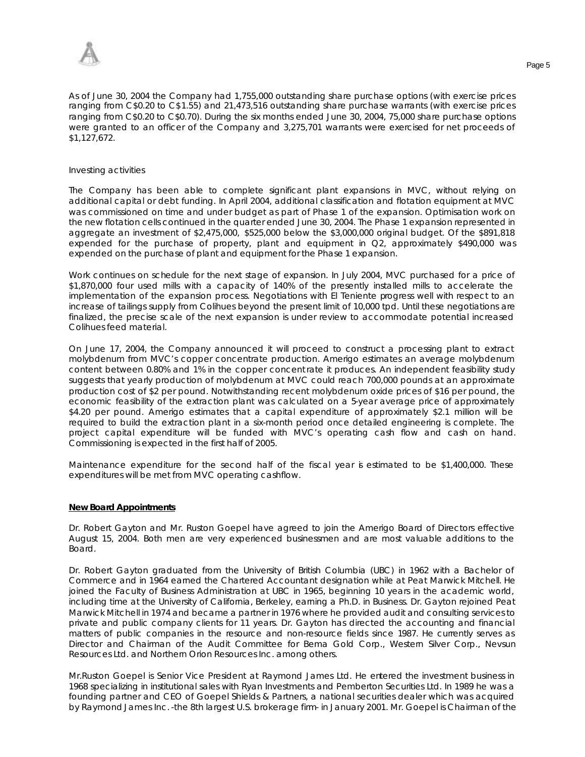As of June 30, 2004 the Company had 1,755,000 outstanding share purchase options (with exercise prices ranging from C$0.20 to C$1.55) and 21,473,516 outstanding share purchase warrants (with exercise prices ranging from C$0.20 to C$0.70). During the six months ended June 30, 2004, 75,000 share purchase options were granted to an officer of the Company and 3,275,701 warrants were exercised for net proceeds of $1,127,672.

Investing activities

The Company has been able to complete significant plant expansions in MVC, without relying on additional capital or debt funding. In April 2004, additional classification and flotation equipment at MVC was commissioned on time and under budget as part of Phase 1 of the expansion. Optimisation work on the new flotation cells continued in the quarter ended June 30, 2004. The Phase 1 expansion represented in aggregate an investment of $2,475,000, $525,000 below the $3,000,000 original budget. Of the $891,818 expended for the purchase of property, plant and equipment in Q2, approximately $490,000 was expended on the purchase of plant and equipment for the Phase 1 expansion.

Work continues on schedule for the next stage of expansion. In July 2004, MVC purchased for a price of $1,870,000 four used mills with a capacity of 140% of the presently installed mills to accelerate the implementation of the expansion process. Negotiations with El Teniente progress well with respect to an increase of tailings supply from Colihues beyond the present limit of 10,000 tpd. Until these negotiations are finalized, the precise scale of the next expansion is under review to accommodate potential increased Colihues feed material.

On June 17, 2004, the Company announced it will proceed to construct a processing plant to extract molybdenum from MVC's copper concentrate production. Amerigo estimates an average molybdenum content between 0.80% and 1% in the copper concentrate it produces. An independent feasibility study suggests that yearly production of molybdenum at MVC could reach 700,000 pounds at an approximate production cost of $2 per pound. Notwithstanding recent molybdenum oxide prices of $16 per pound, the economic feasibility of the extraction plant was calculated on a 5-year average price of approximately $4.20 per pound. Amerigo estimates that a capital expenditure of approximately $2.1 million will be required to build the extraction plant in a six-month period once detailed engineering is complete. The project capital expenditure will be funded with MVC's operating cash flow and cash on hand. Commissioning is expected in the first half of 2005.

Maintenance expenditure for the second half of the fiscal year is estimated to be $1,400,000. These expenditures will be met from MVC operating cashflow.

**New Board Appointments**

Dr. Robert Gayton and Mr. Ruston Goepel have agreed to join the Amerigo Board of Directors effective August 15, 2004. Both men are very experienced businessmen and are most valuable additions to the Board.

Dr. Robert Gayton graduated from the University of British Columbia (UBC) in 1962 with a Bachelor of Commerce and in 1964 earned the Chartered Accountant designation while at Peat Marwick Mitchell. He joined the Faculty of Business Administration at UBC in 1965, beginning 10 years in the academic world, including time at the University of California, Berkeley, earning a Ph.D. in Business. Dr. Gayton rejoined Peat Marwick Mitchell in 1974 and became a partner in 1976 where he provided audit and consulting services to private and public company clients for 11 years. Dr. Gayton has directed the accounting and financial matters of public companies in the resource and non-resource fields since 1987. He currently serves as Director and Chairman of the Audit Committee for Bema Gold Corp., Western Silver Corp., Nevsun Resources Ltd. and Northern Orion Resources Inc. among others.

Mr.Ruston Goepel is Senior Vice President at Raymond James Ltd. He entered the investment business in 1968 specializing in institutional sales with Ryan Investments and Pemberton Securities Ltd. In 1989 he was a founding partner and CEO of Goepel Shields & Partners, a national securities dealer which was acquired by Raymond James Inc. -the 8th largest U.S. brokerage firm- in January 2001. Mr. Goepel is Chairman of the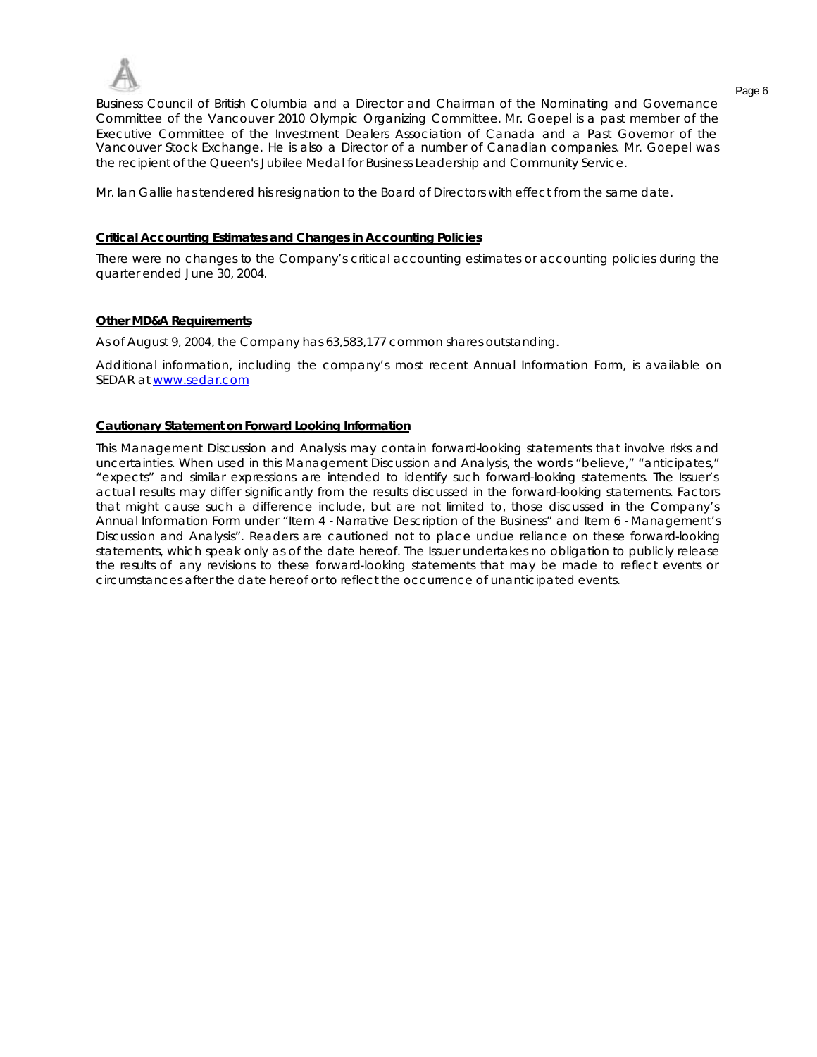Business Council of British Columbia and a Director and Chairman of the Nominating and Governance Committee of the Vancouver 2010 Olympic Organizing Committee. Mr. Goepel is a past member of the Executive Committee of the Investment Dealers Association of Canada and a Past Governor of the Vancouver Stock Exchange. He is also a Director of a number of Canadian companies. Mr. Goepel was the recipient of the Queen's Jubilee Medal for Business Leadership and Community Service.

Mr. Ian Gallie has tendered his resignation to the Board of Directors with effect from the same date.

## Critical Accounting Estimates and Changes in Accounting Policies

There were no changes to the Company's critical accounting estimates or accounting policies during the quarter ended June 30, 2004.

## Other MD&A Requirements

As of August 9, 2004, the Company has 63,583,177 common shares outstanding.

Additional information, including the company's most recent Annual Information Form, is available on SEDAR at www.sedar.com

## Cautionary Statement on Forward Looking Information

This Management Discussion and Analysis may contain forward-looking statements that involve risks and uncertainties. When used in this Management Discussion and Analysis, the words "believe," "anticipates," "expects" and similar expressions are intended to identify such forward-looking statements. The Issuer's actual results may differ significantly from the results discussed in the forward-looking statements. Factors that might cause such a difference include, but are not limited to, those discussed in the Company's Annual Information Form under "Item 4 - Narrative Description of the Business" and Item 6 - Management's Discussion and Analysis". Readers are cautioned not to place undue reliance on these forward-looking statements, which speak only as of the date hereof. The Issuer undertakes no obligation to publicly release the results of any revisions to these forward-looking statements that may be made to reflect events or circumstances after the date hereof or to reflect the occurrence of unanticipated events.